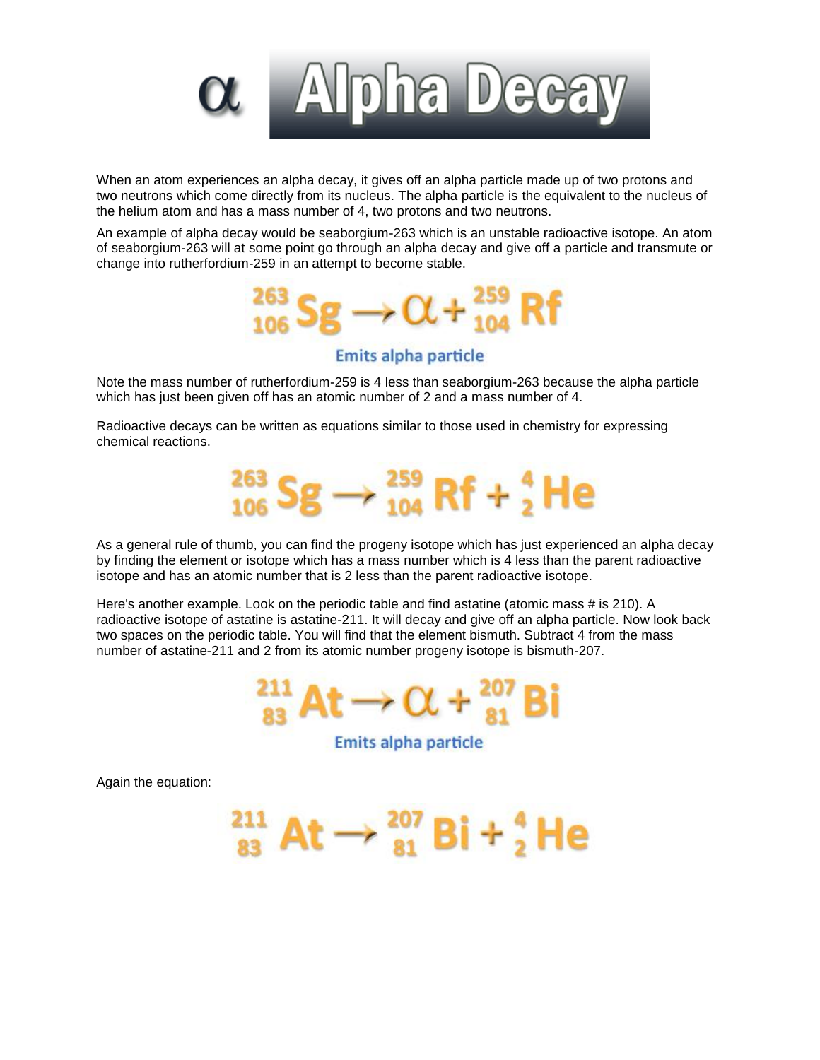# α Alpha Decay

When an atom experiences an alpha decay, it gives off an alpha particle made up of two protons and two neutrons which come directly from its nucleus. The alpha particle is the equivalent to the nucleus of the helium atom and has a mass number of 4, two protons and two neutrons.

An example of alpha decay would be seaborgium-263 which is an unstable radioactive isotope. An atom of seaborgium-263 will at some point go through an alpha decay and give off a particle and transmute or change into rutherfordium-259 in an attempt to become stable.

$$^{263}_{106}\text{Sg} \rightarrow \alpha + ^{259}_{104}\text{Rf}$$

Emits alpha particle

Note the mass number of rutherfordium-259 is 4 less than seaborgium-263 because the alpha particle which has just been given off has an atomic number of 2 and a mass number of 4.

Radioactive decays can be written as equations similar to those used in chemistry for expressing chemical reactions.

$$^{263}_{106}\text{Sg} \rightarrow ^{259}_{104}\text{Rf} + ^{4}_{2}\text{He}$$

As a general rule of thumb, you can find the progeny isotope which has just experienced an alpha decay by finding the element or isotope which has a mass number which is 4 less than the parent radioactive isotope and has an atomic number that is 2 less than the parent radioactive isotope.

Here's another example. Look on the periodic table and find astatine (atomic mass # is 210). A radioactive isotope of astatine is astatine-211. It will decay and give off an alpha particle. Now look back two spaces on the periodic table. You will find that the element bismuth. Subtract 4 from the mass number of astatine-211 and 2 from its atomic number progeny isotope is bismuth-207.

$$^{211}_{83}\text{At} \rightarrow \alpha + ^{207}_{81}\text{Bi}$$

Emits alpha particle

Again the equation:

$$^{211}_{83}\text{At} \rightarrow ^{207}_{81}\text{Bi} + ^{4}_{2}\text{He}$$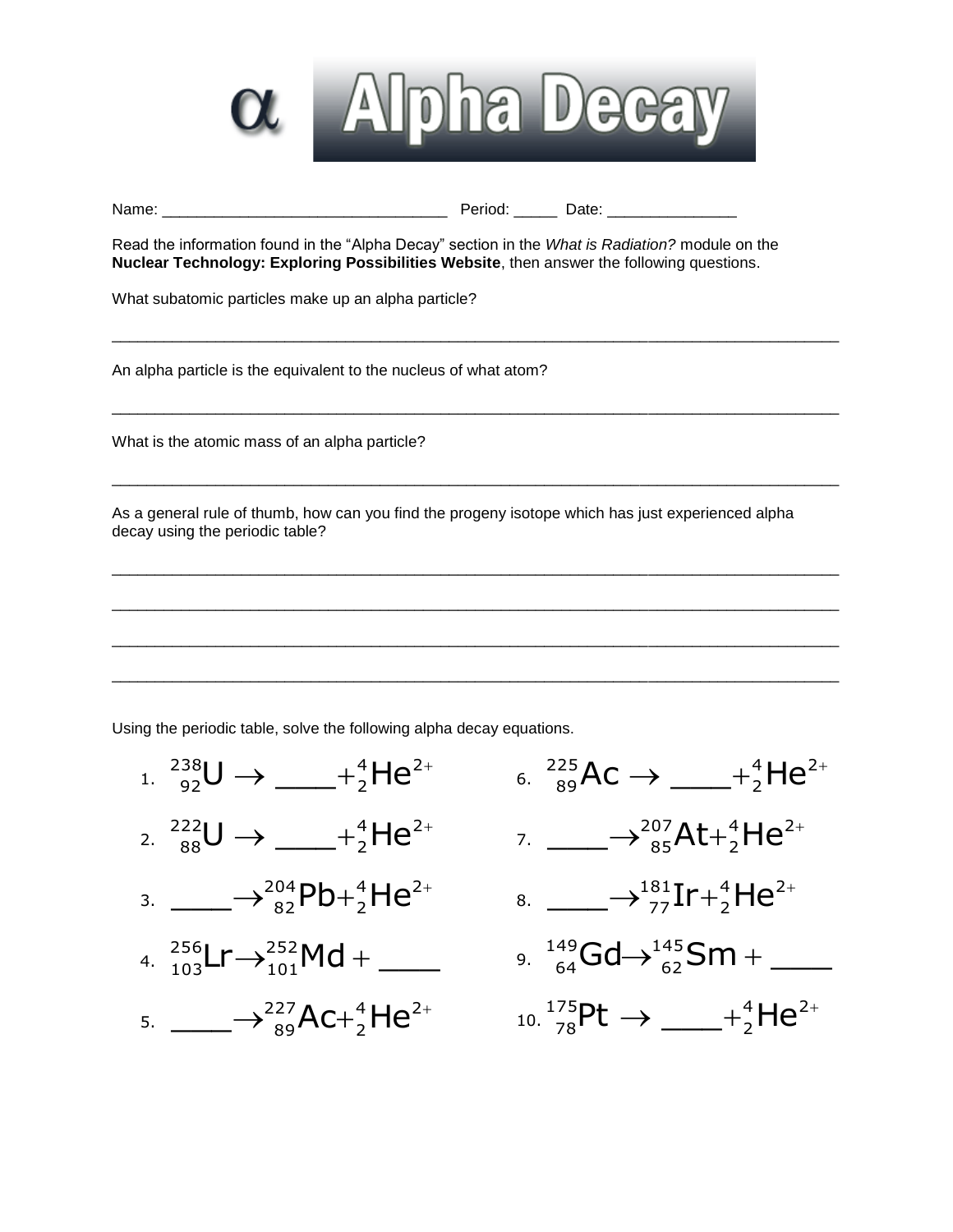# α Alpha Decay

Name: ________________________________ Period: _____ Date: ______________

Read the information found in the "Alpha Decay" section in the *What is Radiation?* module on the **Nuclear Technology: Exploring Possibilities Website**, then answer the following questions.

What subatomic particles make up an alpha particle?

________________________________________________________________________________

An alpha particle is the equivalent to the nucleus of what atom?

________________________________________________________________________________

What is the atomic mass of an alpha particle?

________________________________________________________________________________

As a general rule of thumb, how can you find the progeny isotope which has just experienced alpha decay using the periodic table?

________________________________________________________________________________

________________________________________________________________________________

________________________________________________________________________________

________________________________________________________________________________

Using the periodic table, solve the following alpha decay equations.

1. $^{238}_{92}U \rightarrow$ ____ $+ ^{4}_{2}He^{2+}$
2. $^{222}_{88}U \rightarrow$ ____ $+ ^{4}_{2}He^{2+}$
3. ____ $\rightarrow ^{204}_{82}Pb + ^{4}_{2}He^{2+}$
4. $^{256}_{103}Lr \rightarrow ^{252}_{101}Md +$ ____
5. ____ $\rightarrow ^{227}_{89}Ac + ^{4}_{2}He^{2+}$
6. $^{225}_{89}Ac \rightarrow$ ____ $+ ^{4}_{2}He^{2+}$
7. ____ $\rightarrow ^{207}_{85}At + ^{4}_{2}He^{2+}$
8. ____ $\rightarrow ^{181}_{77}Ir + ^{4}_{2}He^{2+}$
9. $^{149}_{64}Gd \rightarrow ^{145}_{62}Sm +$ ____
10. $^{175}_{78}Pt \rightarrow$ ____ $+ ^{4}_{2}He^{2+}$